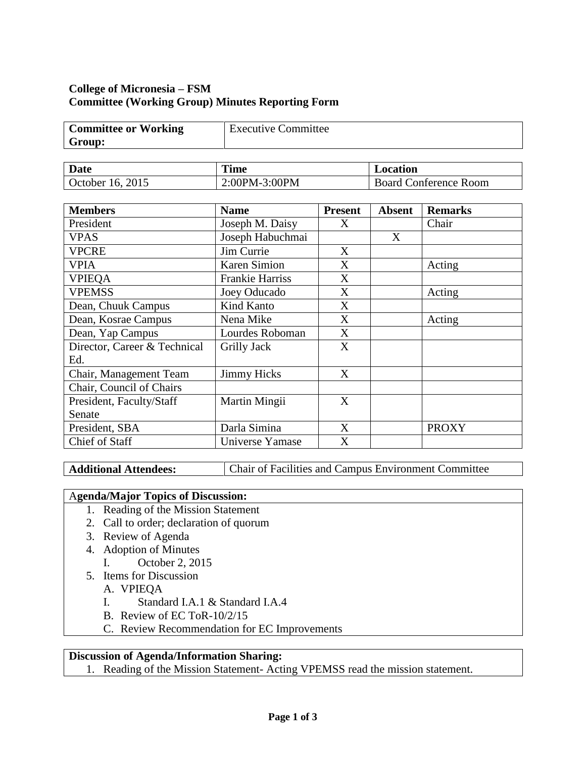**College of Micronesia – FSM**
**Committee (Working Group) Minutes Reporting Form**

| **Committee or Working Group:** | Executive Committee |
|---|---|

| **Date** | **Time** | **Location** |
|---|---|---|
| October 16, 2015 | 2:00PM-3:00PM | Board Conference Room |

| **Members** | **Name** | **Present** | **Absent** | **Remarks** |
|---|---|---|---|---|
| President | Joseph M. Daisy | X | | Chair |
| VPAS | Joseph Habuchmai | | X | |
| VPCRE | Jim Currie | X | | |
| VPIA | Karen Simion | X | | Acting |
| VPIEQA | Frankie Harriss | X | | |
| VPEMSS | Joey Oducado | X | | Acting |
| Dean, Chuuk Campus | Kind Kanto | X | | |
| Dean, Kosrae Campus | Nena Mike | X | | Acting |
| Dean, Yap Campus | Lourdes Roboman | X | | |
| Director, Career & Technical Ed. | Grilly Jack | X | | |
| Chair, Management Team | Jimmy Hicks | X | | |
| Chair, Council of Chairs | | | | |
| President, Faculty/Staff Senate | Martin Mingii | X | | |
| President, SBA | Darla Simina | X | | PROXY |
| Chief of Staff | Universe Yamase | X | | |

| **Additional Attendees:** | Chair of Facilities and Campus Environment Committee |
|---|---|

**Agenda/Major Topics of Discussion:**

1. Reading of the Mission Statement
2. Call to order; declaration of quorum
3. Review of Agenda
4. Adoption of Minutes
   I. October 2, 2015
5. Items for Discussion
   A. VPIEQA
   I. Standard I.A.1 & Standard I.A.4
   B. Review of EC ToR-10/2/15
   C. Review Recommendation for EC Improvements

**Discussion of Agenda/Information Sharing:**

1. Reading of the Mission Statement- Acting VPEMSS read the mission statement.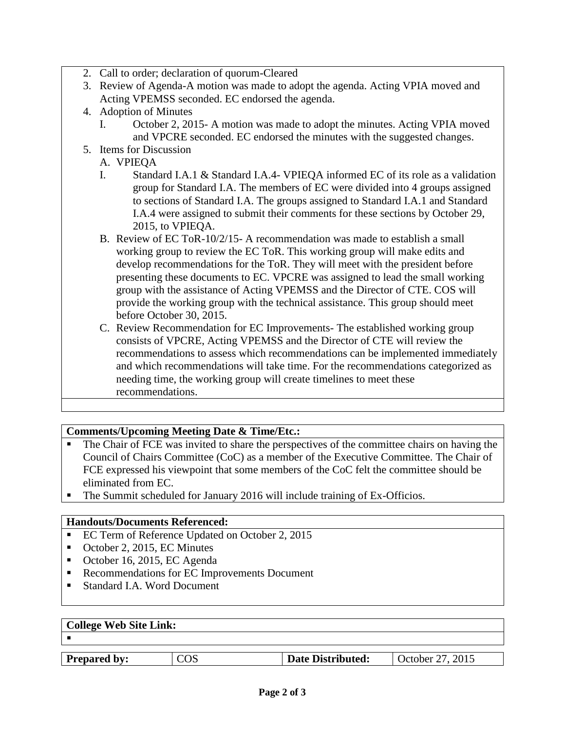2. Call to order; declaration of quorum-Cleared
3. Review of Agenda-A motion was made to adopt the agenda. Acting VPIA moved and Acting VPEMSS seconded. EC endorsed the agenda.
4. Adoption of Minutes
   - I. October 2, 2015- A motion was made to adopt the minutes. Acting VPIA moved and VPCRE seconded. EC endorsed the minutes with the suggested changes.
5. Items for Discussion
   - A. VPIEQA
     - I. Standard I.A.1 & Standard I.A.4- VPIEQA informed EC of its role as a validation group for Standard I.A. The members of EC were divided into 4 groups assigned to sections of Standard I.A. The groups assigned to Standard I.A.1 and Standard I.A.4 were assigned to submit their comments for these sections by October 29, 2015, to VPIEQA.
   - B. Review of EC ToR-10/2/15- A recommendation was made to establish a small working group to review the EC ToR. This working group will make edits and develop recommendations for the ToR. They will meet with the president before presenting these documents to EC. VPCRE was assigned to lead the small working group with the assistance of Acting VPEMSS and the Director of CTE. COS will provide the working group with the technical assistance. This group should meet before October 30, 2015.
   - C. Review Recommendation for EC Improvements- The established working group consists of VPCRE, Acting VPEMSS and the Director of CTE will review the recommendations to assess which recommendations can be implemented immediately and which recommendations will take time. For the recommendations categorized as needing time, the working group will create timelines to meet these recommendations.

**Comments/Upcoming Meeting Date & Time/Etc.:**

- The Chair of FCE was invited to share the perspectives of the committee chairs on having the Council of Chairs Committee (CoC) as a member of the Executive Committee. The Chair of FCE expressed his viewpoint that some members of the CoC felt the committee should be eliminated from EC.
- The Summit scheduled for January 2016 will include training of Ex-Officios.

**Handouts/Documents Referenced:**

- EC Term of Reference Updated on October 2, 2015
- October 2, 2015, EC Minutes
- October 16, 2015, EC Agenda
- Recommendations for EC Improvements Document
- Standard I.A. Word Document

**College Web Site Link:**

-

| **Prepared by:** | COS | **Date Distributed:** | October 27, 2015 |
|---|---|---|---|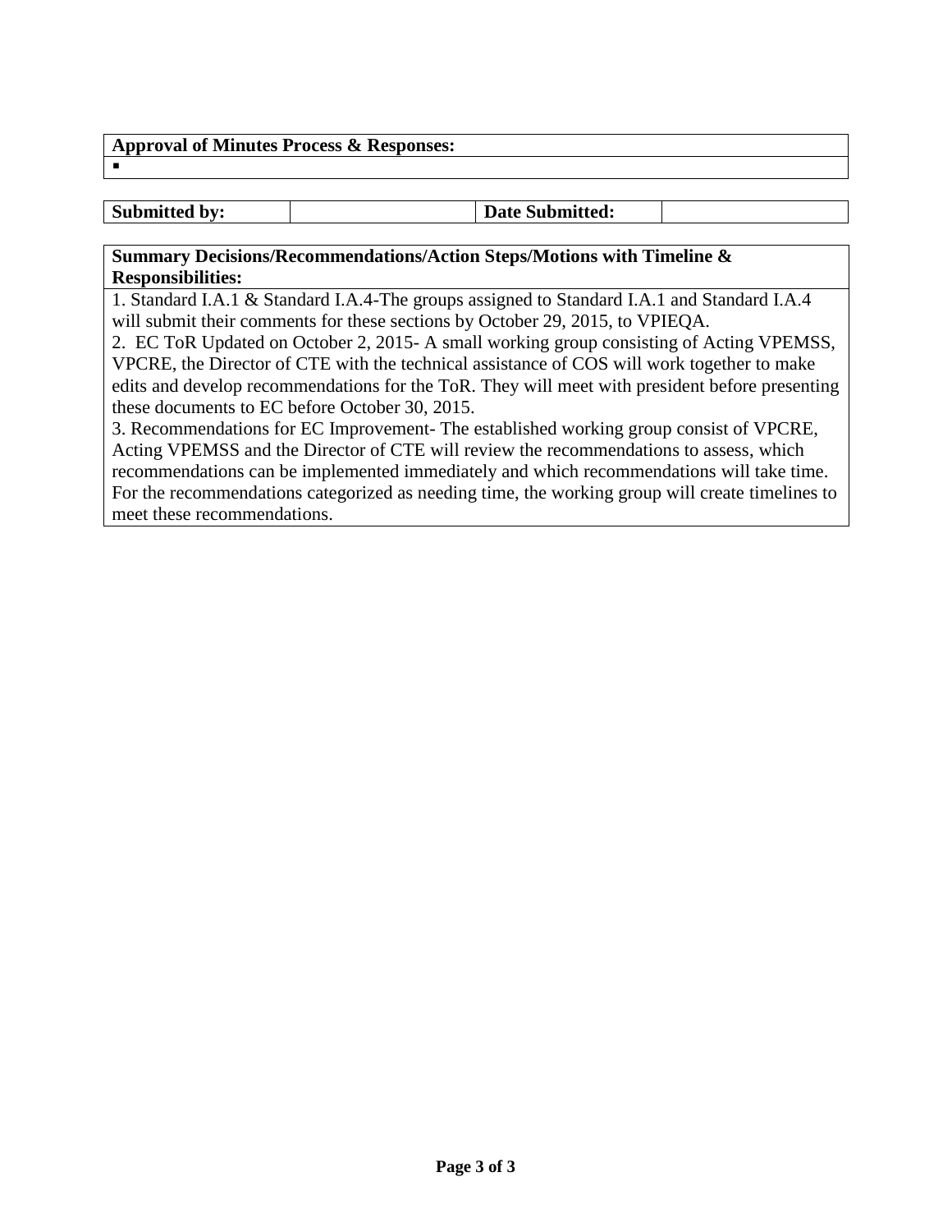| Approval of Minutes Process & Responses: |
| --- |
| ▪ |

| Submitted by: | | Date Submitted: | |
| --- | --- | --- | --- |

| Summary Decisions/Recommendations/Action Steps/Motions with Timeline & Responsibilities: |
| --- |
| 1. Standard I.A.1 & Standard I.A.4-The groups assigned to Standard I.A.1 and Standard I.A.4 will submit their comments for these sections by October 29, 2015, to VPIEQA.<br>2. EC ToR Updated on October 2, 2015- A small working group consisting of Acting VPEMSS, VPCRE, the Director of CTE with the technical assistance of COS will work together to make edits and develop recommendations for the ToR. They will meet with president before presenting these documents to EC before October 30, 2015.<br>3. Recommendations for EC Improvement- The established working group consist of VPCRE, Acting VPEMSS and the Director of CTE will review the recommendations to assess, which recommendations can be implemented immediately and which recommendations will take time. For the recommendations categorized as needing time, the working group will create timelines to meet these recommendations. |